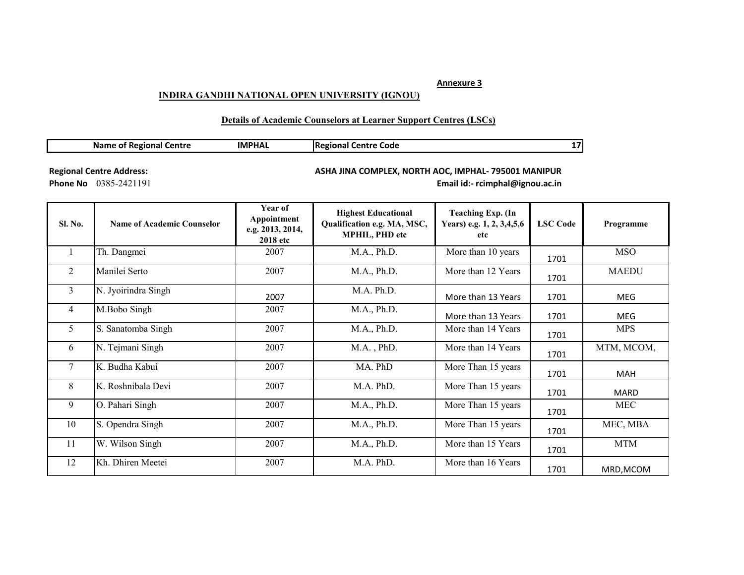**Annexure 3**

**INDIRA GANDHI NATIONAL OPEN UNIVERSITY (IGNOU)**

**Details of Academic Counselors at Learner Support Centres (LSCs)**

| Name of Regional Centre | IMPHAL | Regional Centre Code | 17 |
|---|---|---|---|

**Regional Centre Address:** ASHA JINA COMPLEX, NORTH AOC, IMPHAL- 795001 MANIPUR

**Phone No** 0385-2421191 **Email id:- rcimphal@ignou.ac.in**

| Sl. No. | Name of Academic Counselor | Year of Appointment e.g. 2013, 2014, 2018 etc | Highest Educational Qualification e.g. MA, MSC, MPHIL, PHD etc | Teaching Exp. (In Years) e.g. 1, 2, 3,4,5,6 etc | LSC Code | Programme |
|---|---|---|---|---|---|---|
| 1 | Th. Dangmei | 2007 | M.A., Ph.D. | More than 10 years | 1701 | MSO |
| 2 | Manilei Serto | 2007 | M.A., Ph.D. | More than 12 Years | 1701 | MAEDU |
| 3 | N. Jyoirindra Singh | 2007 | M.A. Ph.D. | More than 13 Years | 1701 | MEG |
| 4 | M.Bobo Singh | 2007 | M.A., Ph.D. | More than 13 Years | 1701 | MEG |
| 5 | S. Sanatomba Singh | 2007 | M.A., Ph.D. | More than 14 Years | 1701 | MPS |
| 6 | N. Tejmani Singh | 2007 | M.A. , PhD. | More than 14 Years | 1701 | MTM, MCOM, |
| 7 | K. Budha Kabui | 2007 | MA. PhD | More Than 15 years | 1701 | MAH |
| 8 | K. Roshnibala Devi | 2007 | M.A. PhD. | More Than 15 years | 1701 | MARD |
| 9 | O. Pahari Singh | 2007 | M.A., Ph.D. | More Than 15 years | 1701 | MEC |
| 10 | S. Opendra Singh | 2007 | M.A., Ph.D. | More Than 15 years | 1701 | MEC, MBA |
| 11 | W. Wilson Singh | 2007 | M.A., Ph.D. | More than 15 Years | 1701 | MTM |
| 12 | Kh. Dhiren Meetei | 2007 | M.A. PhD. | More than 16 Years | 1701 | MRD,MCOM |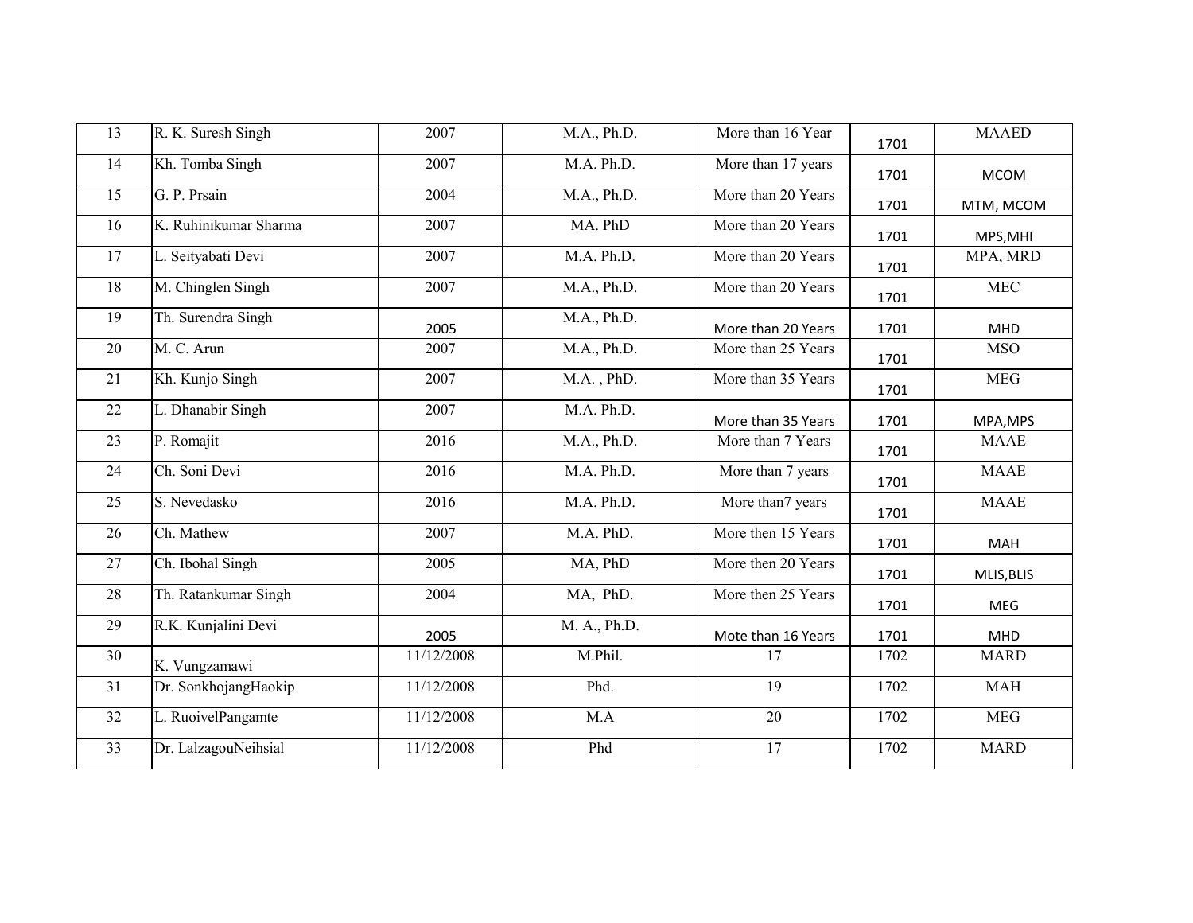| | | | | | | |
|---|---|---|---|---|---|---|
| 13 | R. K. Suresh Singh | 2007 | M.A., Ph.D. | More than 16 Year | 1701 | MAAED |
| 14 | Kh. Tomba Singh | 2007 | M.A. Ph.D. | More than 17 years | 1701 | MCOM |
| 15 | G. P. Prsain | 2004 | M.A., Ph.D. | More than 20 Years | 1701 | MTM, MCOM |
| 16 | K. Ruhinikumar Sharma | 2007 | MA. PhD | More than 20 Years | 1701 | MPS,MHI |
| 17 | L. Seityabati Devi | 2007 | M.A. Ph.D. | More than 20 Years | 1701 | MPA, MRD |
| 18 | M. Chinglen Singh | 2007 | M.A., Ph.D. | More than 20 Years | 1701 | MEC |
| 19 | Th. Surendra Singh | 2005 | M.A., Ph.D. | More than 20 Years | 1701 | MHD |
| 20 | M. C. Arun | 2007 | M.A., Ph.D. | More than 25 Years | 1701 | MSO |
| 21 | Kh. Kunjo Singh | 2007 | M.A. , PhD. | More than 35 Years | 1701 | MEG |
| 22 | L. Dhanabir Singh | 2007 | M.A. Ph.D. | More than 35 Years | 1701 | MPA,MPS |
| 23 | P. Romajit | 2016 | M.A., Ph.D. | More than 7 Years | 1701 | MAAE |
| 24 | Ch. Soni Devi | 2016 | M.A. Ph.D. | More than 7 years | 1701 | MAAE |
| 25 | S. Nevedasko | 2016 | M.A. Ph.D. | More than7 years | 1701 | MAAE |
| 26 | Ch. Mathew | 2007 | M.A. PhD. | More then 15 Years | 1701 | MAH |
| 27 | Ch. Ibohal Singh | 2005 | MA, PhD | More then 20 Years | 1701 | MLIS,BLIS |
| 28 | Th. Ratankumar Singh | 2004 | MA, PhD. | More then 25 Years | 1701 | MEG |
| 29 | R.K. Kunjalini Devi | 2005 | M. A., Ph.D. | Mote than 16 Years | 1701 | MHD |
| 30 | K. Vungzamawi | 11/12/2008 | M.Phil. | 17 | 1702 | MARD |
| 31 | Dr. SonkhojangHaokip | 11/12/2008 | Phd. | 19 | 1702 | MAH |
| 32 | L. RuoivelPangamte | 11/12/2008 | M.A | 20 | 1702 | MEG |
| 33 | Dr. LalzagouNeihsial | 11/12/2008 | Phd | 17 | 1702 | MARD |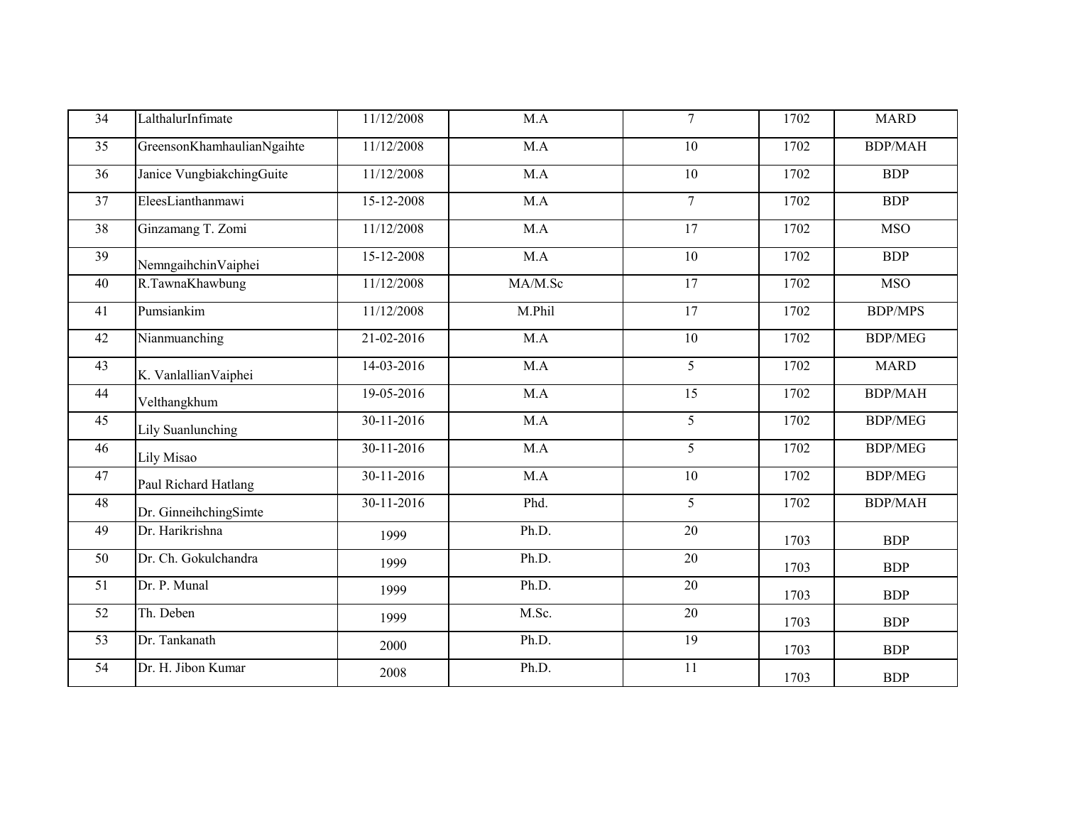| 34 | LalthalurInfimate | 11/12/2008 | M.A | 7 | 1702 | MARD |
|---|---|---|---|---|---|---|
| 35 | GreensonKhamhaulianNgaihte | 11/12/2008 | M.A | 10 | 1702 | BDP/MAH |
| 36 | Janice VungbiakchingGuite | 11/12/2008 | M.A | 10 | 1702 | BDP |
| 37 | EleesLianthanmawi | 15-12-2008 | M.A | 7 | 1702 | BDP |
| 38 | Ginzamang T. Zomi | 11/12/2008 | M.A | 17 | 1702 | MSO |
| 39 | NemngaihchinVaiphei | 15-12-2008 | M.A | 10 | 1702 | BDP |
| 40 | R.TawnaKhawbung | 11/12/2008 | MA/M.Sc | 17 | 1702 | MSO |
| 41 | Pumsiankim | 11/12/2008 | M.Phil | 17 | 1702 | BDP/MPS |
| 42 | Nianmuanching | 21-02-2016 | M.A | 10 | 1702 | BDP/MEG |
| 43 | K. VanlallianVaiphei | 14-03-2016 | M.A | 5 | 1702 | MARD |
| 44 | Velthangkhum | 19-05-2016 | M.A | 15 | 1702 | BDP/MAH |
| 45 | Lily Suanlunching | 30-11-2016 | M.A | 5 | 1702 | BDP/MEG |
| 46 | Lily Misao | 30-11-2016 | M.A | 5 | 1702 | BDP/MEG |
| 47 | Paul Richard Hatlang | 30-11-2016 | M.A | 10 | 1702 | BDP/MEG |
| 48 | Dr. GinneihchingSimte | 30-11-2016 | Phd. | 5 | 1702 | BDP/MAH |
| 49 | Dr. Harikrishna | 1999 | Ph.D. | 20 | 1703 | BDP |
| 50 | Dr. Ch. Gokulchandra | 1999 | Ph.D. | 20 | 1703 | BDP |
| 51 | Dr. P. Munal | 1999 | Ph.D. | 20 | 1703 | BDP |
| 52 | Th. Deben | 1999 | M.Sc. | 20 | 1703 | BDP |
| 53 | Dr. Tankanath | 2000 | Ph.D. | 19 | 1703 | BDP |
| 54 | Dr. H. Jibon Kumar | 2008 | Ph.D. | 11 | 1703 | BDP |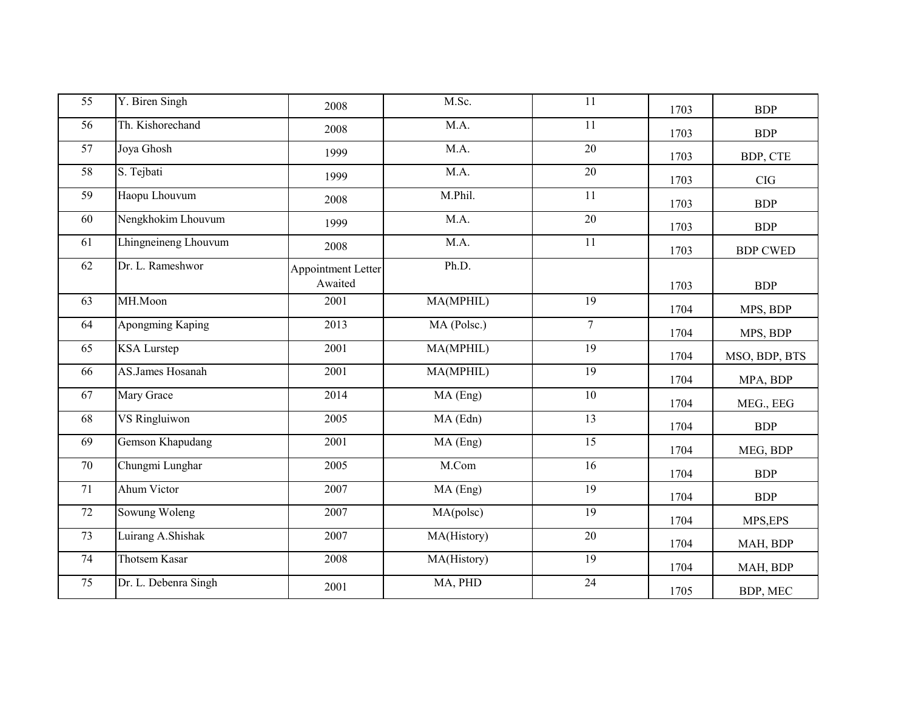| | | | | | | |
|---|---|---|---|---|---|---|
| 55 | Y. Biren Singh | 2008 | M.Sc. | 11 | 1703 | BDP |
| 56 | Th. Kishorechand | 2008 | M.A. | 11 | 1703 | BDP |
| 57 | Joya Ghosh | 1999 | M.A. | 20 | 1703 | BDP, CTE |
| 58 | S. Tejbati | 1999 | M.A. | 20 | 1703 | CIG |
| 59 | Haopu Lhouvum | 2008 | M.Phil. | 11 | 1703 | BDP |
| 60 | Nengkhokim Lhouvum | 1999 | M.A. | 20 | 1703 | BDP |
| 61 | Lhingneineng Lhouvum | 2008 | M.A. | 11 | 1703 | BDP CWED |
| 62 | Dr. L. Rameshwor | Appointment Letter Awaited | Ph.D. | | 1703 | BDP |
| 63 | MH.Moon | 2001 | MA(MPHIL) | 19 | 1704 | MPS, BDP |
| 64 | Apongming Kaping | 2013 | MA (Polsc.) | 7 | 1704 | MPS, BDP |
| 65 | KSA Lurstep | 2001 | MA(MPHIL) | 19 | 1704 | MSO, BDP, BTS |
| 66 | AS.James Hosanah | 2001 | MA(MPHIL) | 19 | 1704 | MPA, BDP |
| 67 | Mary Grace | 2014 | MA (Eng) | 10 | 1704 | MEG., EEG |
| 68 | VS Ringluiwon | 2005 | MA (Edn) | 13 | 1704 | BDP |
| 69 | Gemson Khapudang | 2001 | MA (Eng) | 15 | 1704 | MEG, BDP |
| 70 | Chungmi Lunghar | 2005 | M.Com | 16 | 1704 | BDP |
| 71 | Ahum Victor | 2007 | MA (Eng) | 19 | 1704 | BDP |
| 72 | Sowung Woleng | 2007 | MA(polsc) | 19 | 1704 | MPS,EPS |
| 73 | Luirang A.Shishak | 2007 | MA(History) | 20 | 1704 | MAH, BDP |
| 74 | Thotsem Kasar | 2008 | MA(History) | 19 | 1704 | MAH, BDP |
| 75 | Dr. L. Debenra Singh | 2001 | MA, PHD | 24 | 1705 | BDP, MEC |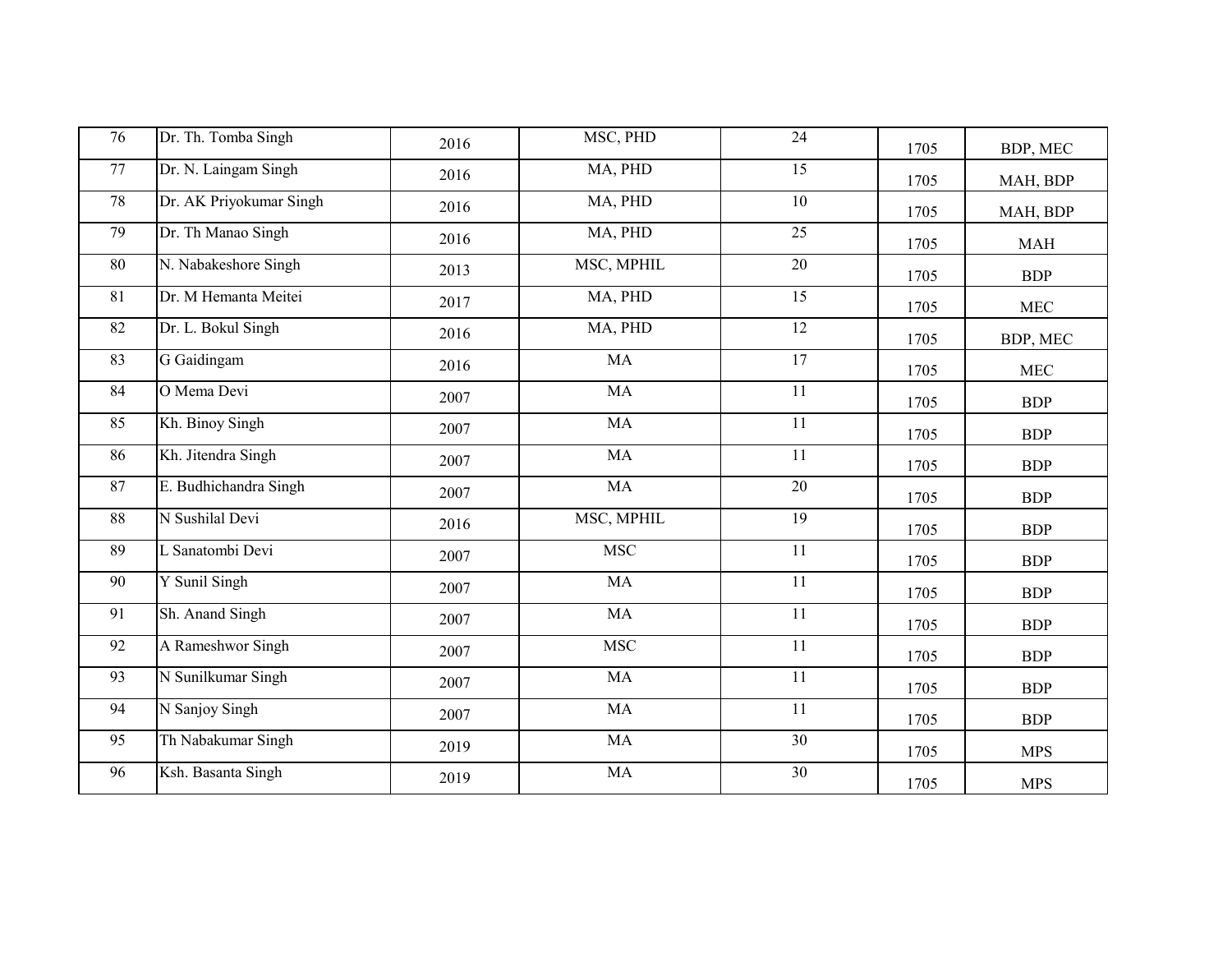| | | | | | | |
|---|---|---|---|---|---|---|
| 76 | Dr. Th. Tomba Singh | 2016 | MSC, PHD | 24 | 1705 | BDP, MEC |
| 77 | Dr. N. Laingam Singh | 2016 | MA, PHD | 15 | 1705 | MAH, BDP |
| 78 | Dr. AK Priyokumar Singh | 2016 | MA, PHD | 10 | 1705 | MAH, BDP |
| 79 | Dr. Th Manao Singh | 2016 | MA, PHD | 25 | 1705 | MAH |
| 80 | N. Nabakeshore Singh | 2013 | MSC, MPHIL | 20 | 1705 | BDP |
| 81 | Dr. M Hemanta Meitei | 2017 | MA, PHD | 15 | 1705 | MEC |
| 82 | Dr. L. Bokul Singh | 2016 | MA, PHD | 12 | 1705 | BDP, MEC |
| 83 | G Gaidingam | 2016 | MA | 17 | 1705 | MEC |
| 84 | O Mema Devi | 2007 | MA | 11 | 1705 | BDP |
| 85 | Kh. Binoy Singh | 2007 | MA | 11 | 1705 | BDP |
| 86 | Kh. Jitendra Singh | 2007 | MA | 11 | 1705 | BDP |
| 87 | E. Budhichandra Singh | 2007 | MA | 20 | 1705 | BDP |
| 88 | N Sushilal Devi | 2016 | MSC, MPHIL | 19 | 1705 | BDP |
| 89 | L Sanatombi Devi | 2007 | MSC | 11 | 1705 | BDP |
| 90 | Y Sunil Singh | 2007 | MA | 11 | 1705 | BDP |
| 91 | Sh. Anand Singh | 2007 | MA | 11 | 1705 | BDP |
| 92 | A Rameshwor Singh | 2007 | MSC | 11 | 1705 | BDP |
| 93 | N Sunilkumar Singh | 2007 | MA | 11 | 1705 | BDP |
| 94 | N Sanjoy Singh | 2007 | MA | 11 | 1705 | BDP |
| 95 | Th Nabakumar Singh | 2019 | MA | 30 | 1705 | MPS |
| 96 | Ksh. Basanta Singh | 2019 | MA | 30 | 1705 | MPS |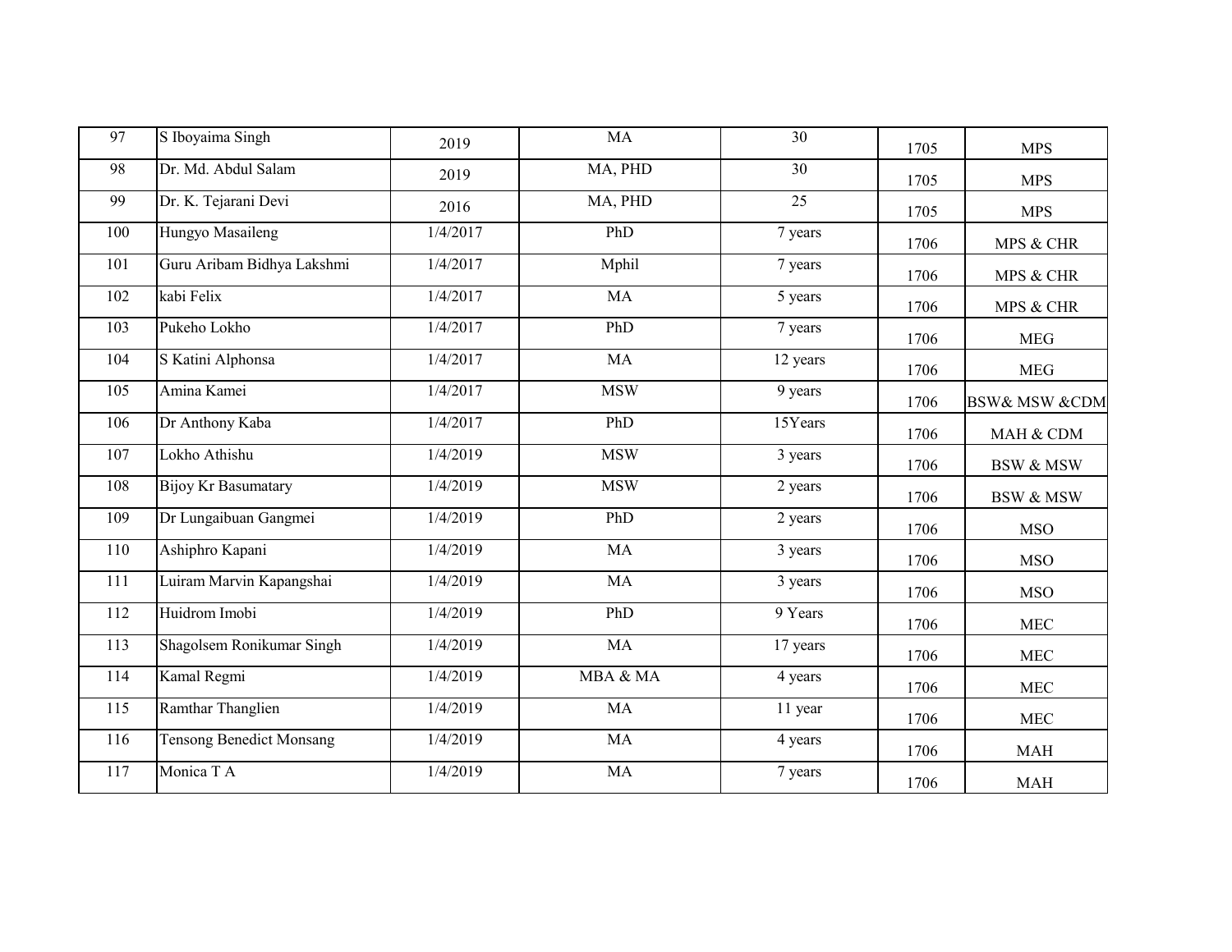| 97 | S Iboyaima Singh | 2019 | MA | 30 | 1705 | MPS |
|---|---|---|---|---|---|---|
| 98 | Dr. Md. Abdul Salam | 2019 | MA, PHD | 30 | 1705 | MPS |
| 99 | Dr. K. Tejarani Devi | 2016 | MA, PHD | 25 | 1705 | MPS |
| 100 | Hungyo Masaileng | 1/4/2017 | PhD | 7 years | 1706 | MPS & CHR |
| 101 | Guru Aribam Bidhya Lakshmi | 1/4/2017 | Mphil | 7 years | 1706 | MPS & CHR |
| 102 | kabi Felix | 1/4/2017 | MA | 5 years | 1706 | MPS & CHR |
| 103 | Pukeho Lokho | 1/4/2017 | PhD | 7 years | 1706 | MEG |
| 104 | S Katini Alphonsa | 1/4/2017 | MA | 12 years | 1706 | MEG |
| 105 | Amina Kamei | 1/4/2017 | MSW | 9 years | 1706 | BSW& MSW &CDM |
| 106 | Dr Anthony Kaba | 1/4/2017 | PhD | 15Years | 1706 | MAH & CDM |
| 107 | Lokho Athishu | 1/4/2019 | MSW | 3 years | 1706 | BSW & MSW |
| 108 | Bijoy Kr Basumatary | 1/4/2019 | MSW | 2 years | 1706 | BSW & MSW |
| 109 | Dr Lungaibuan Gangmei | 1/4/2019 | PhD | 2 years | 1706 | MSO |
| 110 | Ashiphro Kapani | 1/4/2019 | MA | 3 years | 1706 | MSO |
| 111 | Luiram Marvin Kapangshai | 1/4/2019 | MA | 3 years | 1706 | MSO |
| 112 | Huidrom Imobi | 1/4/2019 | PhD | 9 Years | 1706 | MEC |
| 113 | Shagolsem Ronikumar Singh | 1/4/2019 | MA | 17 years | 1706 | MEC |
| 114 | Kamal Regmi | 1/4/2019 | MBA & MA | 4 years | 1706 | MEC |
| 115 | Ramthar Thanglien | 1/4/2019 | MA | 11 year | 1706 | MEC |
| 116 | Tensong Benedict Monsang | 1/4/2019 | MA | 4 years | 1706 | MAH |
| 117 | Monica T A | 1/4/2019 | MA | 7 years | 1706 | MAH |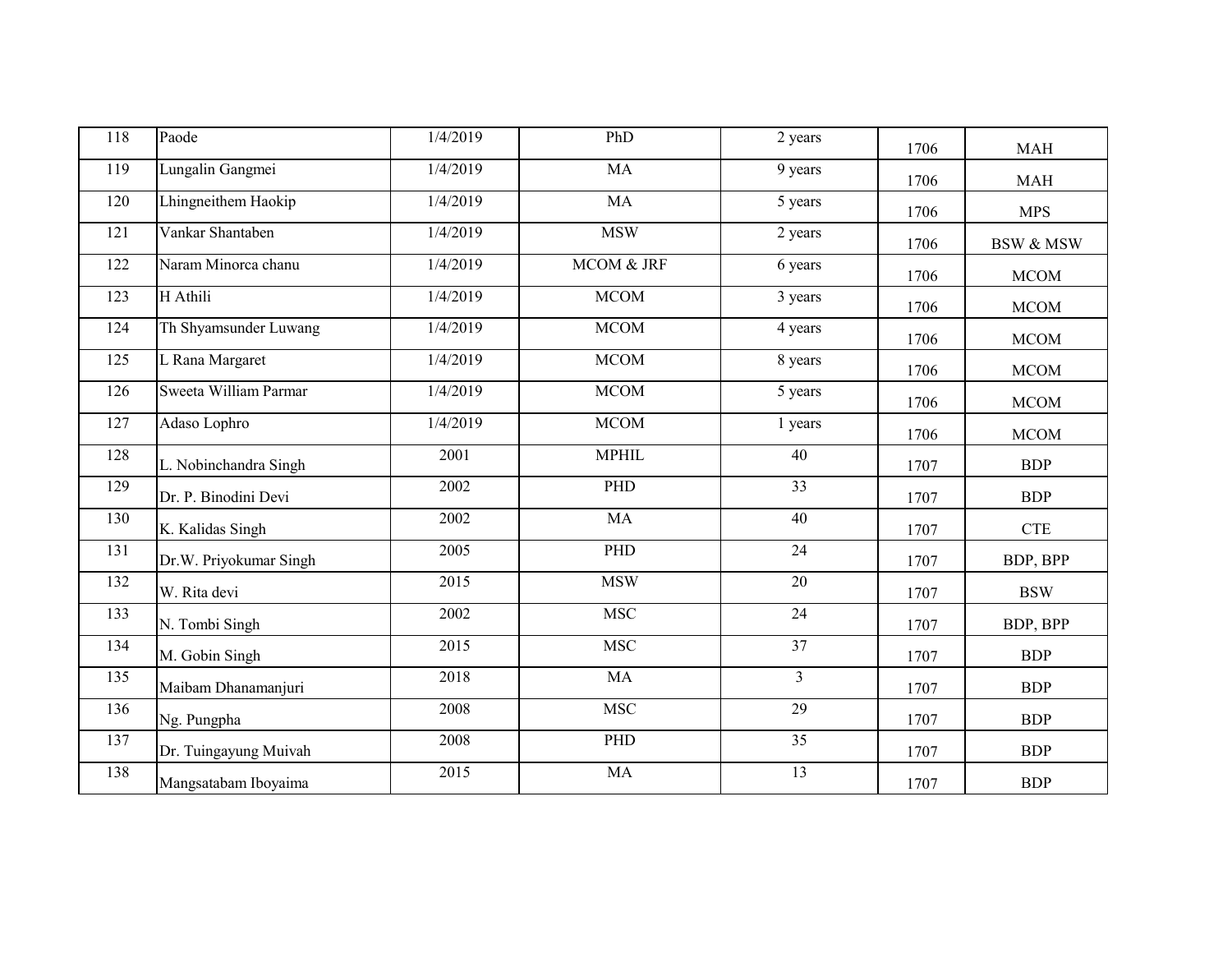| | | | | | | |
|---|---|---|---|---|---|---|
| 118 | Paode | 1/4/2019 | PhD | 2 years | 1706 | MAH |
| 119 | Lungalin Gangmei | 1/4/2019 | MA | 9 years | 1706 | MAH |
| 120 | Lhingneithem Haokip | 1/4/2019 | MA | 5 years | 1706 | MPS |
| 121 | Vankar Shantaben | 1/4/2019 | MSW | 2 years | 1706 | BSW & MSW |
| 122 | Naram Minorca chanu | 1/4/2019 | MCOM & JRF | 6 years | 1706 | MCOM |
| 123 | H Athili | 1/4/2019 | MCOM | 3 years | 1706 | MCOM |
| 124 | Th Shyamsunder Luwang | 1/4/2019 | MCOM | 4 years | 1706 | MCOM |
| 125 | L Rana Margaret | 1/4/2019 | MCOM | 8 years | 1706 | MCOM |
| 126 | Sweeta William Parmar | 1/4/2019 | MCOM | 5 years | 1706 | MCOM |
| 127 | Adaso Lophro | 1/4/2019 | MCOM | 1 years | 1706 | MCOM |
| 128 | L. Nobinchandra Singh | 2001 | MPHIL | 40 | 1707 | BDP |
| 129 | Dr. P. Binodini Devi | 2002 | PHD | 33 | 1707 | BDP |
| 130 | K. Kalidas Singh | 2002 | MA | 40 | 1707 | CTE |
| 131 | Dr.W. Priyokumar Singh | 2005 | PHD | 24 | 1707 | BDP, BPP |
| 132 | W. Rita devi | 2015 | MSW | 20 | 1707 | BSW |
| 133 | N. Tombi Singh | 2002 | MSC | 24 | 1707 | BDP, BPP |
| 134 | M. Gobin Singh | 2015 | MSC | 37 | 1707 | BDP |
| 135 | Maibam Dhanamanjuri | 2018 | MA | 3 | 1707 | BDP |
| 136 | Ng. Pungpha | 2008 | MSC | 29 | 1707 | BDP |
| 137 | Dr. Tuingayung Muivah | 2008 | PHD | 35 | 1707 | BDP |
| 138 | Mangsatabam Iboyaima | 2015 | MA | 13 | 1707 | BDP |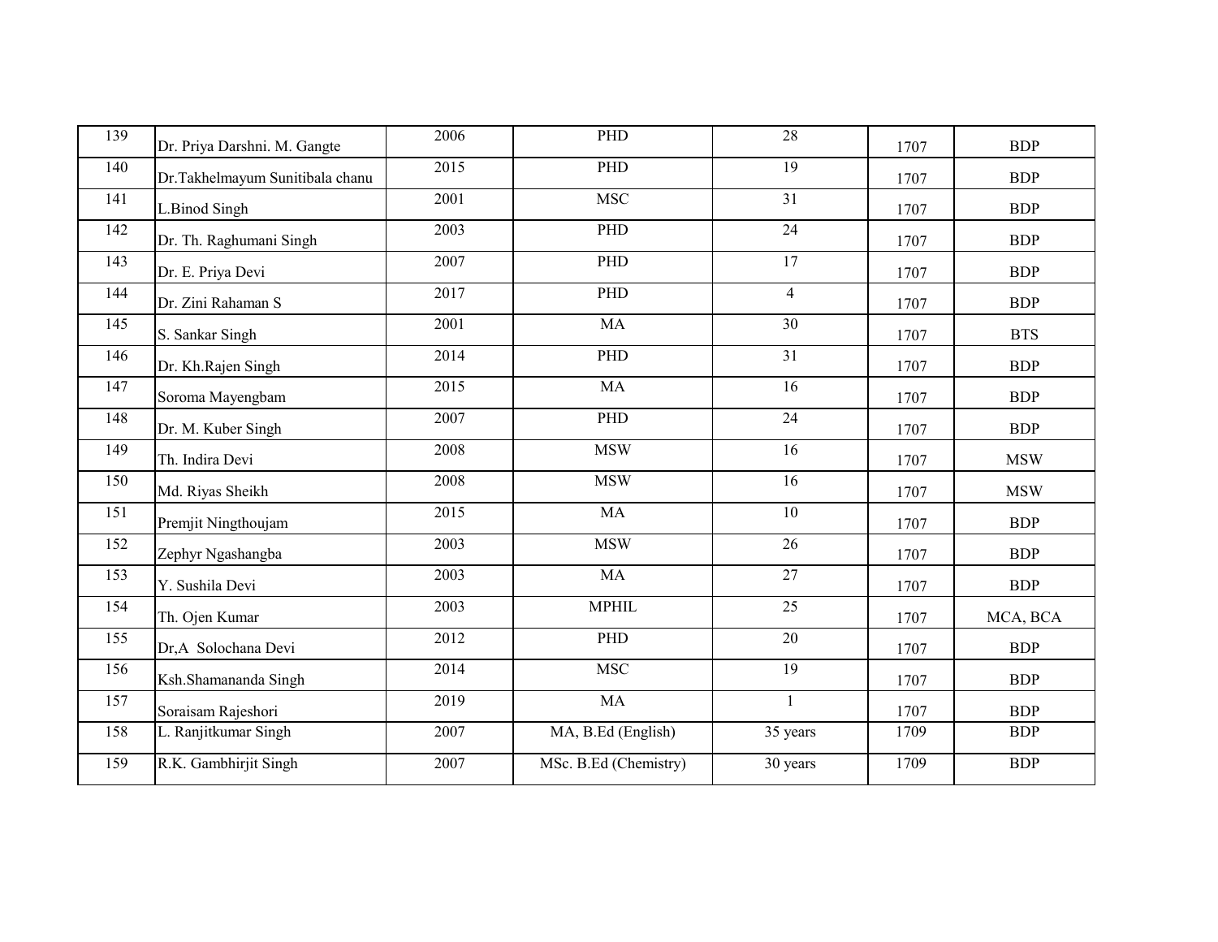| 139 | Dr. Priya Darshni. M. Gangte | 2006 | PHD | 28 | 1707 | BDP |
|---|---|---|---|---|---|---|
| 140 | Dr.Takhelmayum Sunitibala chanu | 2015 | PHD | 19 | 1707 | BDP |
| 141 | L.Binod Singh | 2001 | MSC | 31 | 1707 | BDP |
| 142 | Dr. Th. Raghumani Singh | 2003 | PHD | 24 | 1707 | BDP |
| 143 | Dr. E. Priya Devi | 2007 | PHD | 17 | 1707 | BDP |
| 144 | Dr. Zini Rahaman S | 2017 | PHD | 4 | 1707 | BDP |
| 145 | S. Sankar Singh | 2001 | MA | 30 | 1707 | BTS |
| 146 | Dr. Kh.Rajen Singh | 2014 | PHD | 31 | 1707 | BDP |
| 147 | Soroma Mayengbam | 2015 | MA | 16 | 1707 | BDP |
| 148 | Dr. M. Kuber Singh | 2007 | PHD | 24 | 1707 | BDP |
| 149 | Th. Indira Devi | 2008 | MSW | 16 | 1707 | MSW |
| 150 | Md. Riyas Sheikh | 2008 | MSW | 16 | 1707 | MSW |
| 151 | Premjit Ningthoujam | 2015 | MA | 10 | 1707 | BDP |
| 152 | Zephyr Ngashangba | 2003 | MSW | 26 | 1707 | BDP |
| 153 | Y. Sushila Devi | 2003 | MA | 27 | 1707 | BDP |
| 154 | Th. Ojen Kumar | 2003 | MPHIL | 25 | 1707 | MCA, BCA |
| 155 | Dr,A Solochana Devi | 2012 | PHD | 20 | 1707 | BDP |
| 156 | Ksh.Shamananda Singh | 2014 | MSC | 19 | 1707 | BDP |
| 157 | Soraisam Rajeshori | 2019 | MA | 1 | 1707 | BDP |
| 158 | L. Ranjitkumar Singh | 2007 | MA, B.Ed (English) | 35 years | 1709 | BDP |
| 159 | R.K. Gambhirjit Singh | 2007 | MSc. B.Ed (Chemistry) | 30 years | 1709 | BDP |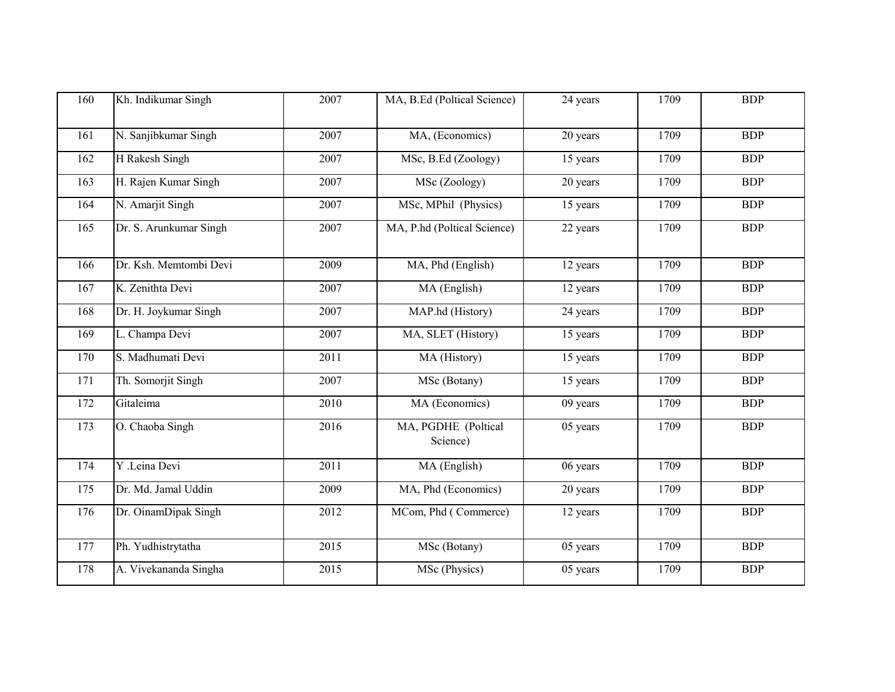| | | | | | | |
|---|---|---|---|---|---|---|
| 160 | Kh. Indikumar Singh | 2007 | MA, B.Ed (Poltical Science) | 24 years | 1709 | BDP |
| 161 | N. Sanjibkumar Singh | 2007 | MA, (Economics) | 20 years | 1709 | BDP |
| 162 | H Rakesh Singh | 2007 | MSc, B.Ed (Zoology) | 15 years | 1709 | BDP |
| 163 | H. Rajen Kumar Singh | 2007 | MSc (Zoology) | 20 years | 1709 | BDP |
| 164 | N. Amarjit Singh | 2007 | MSc, MPhil (Physics) | 15 years | 1709 | BDP |
| 165 | Dr. S. Arunkumar Singh | 2007 | MA, P.hd (Poltical Science) | 22 years | 1709 | BDP |
| 166 | Dr. Ksh. Memtombi Devi | 2009 | MA, Phd (English) | 12 years | 1709 | BDP |
| 167 | K. Zenithta Devi | 2007 | MA (English) | 12 years | 1709 | BDP |
| 168 | Dr. H. Joykumar Singh | 2007 | MAP.hd (History) | 24 years | 1709 | BDP |
| 169 | L. Champa Devi | 2007 | MA, SLET (History) | 15 years | 1709 | BDP |
| 170 | S. Madhumati Devi | 2011 | MA (History) | 15 years | 1709 | BDP |
| 171 | Th. Somorjit Singh | 2007 | MSc (Botany) | 15 years | 1709 | BDP |
| 172 | Gitaleima | 2010 | MA (Economics) | 09 years | 1709 | BDP |
| 173 | O. Chaoba Singh | 2016 | MA, PGDHE (Poltical Science) | 05 years | 1709 | BDP |
| 174 | Y .Leina Devi | 2011 | MA (English) | 06 years | 1709 | BDP |
| 175 | Dr. Md. Jamal Uddin | 2009 | MA, Phd (Economics) | 20 years | 1709 | BDP |
| 176 | Dr. OinamDipak Singh | 2012 | MCom, Phd ( Commerce) | 12 years | 1709 | BDP |
| 177 | Ph. Yudhistrytatha | 2015 | MSc (Botany) | 05 years | 1709 | BDP |
| 178 | A. Vivekananda Singha | 2015 | MSc (Physics) | 05 years | 1709 | BDP |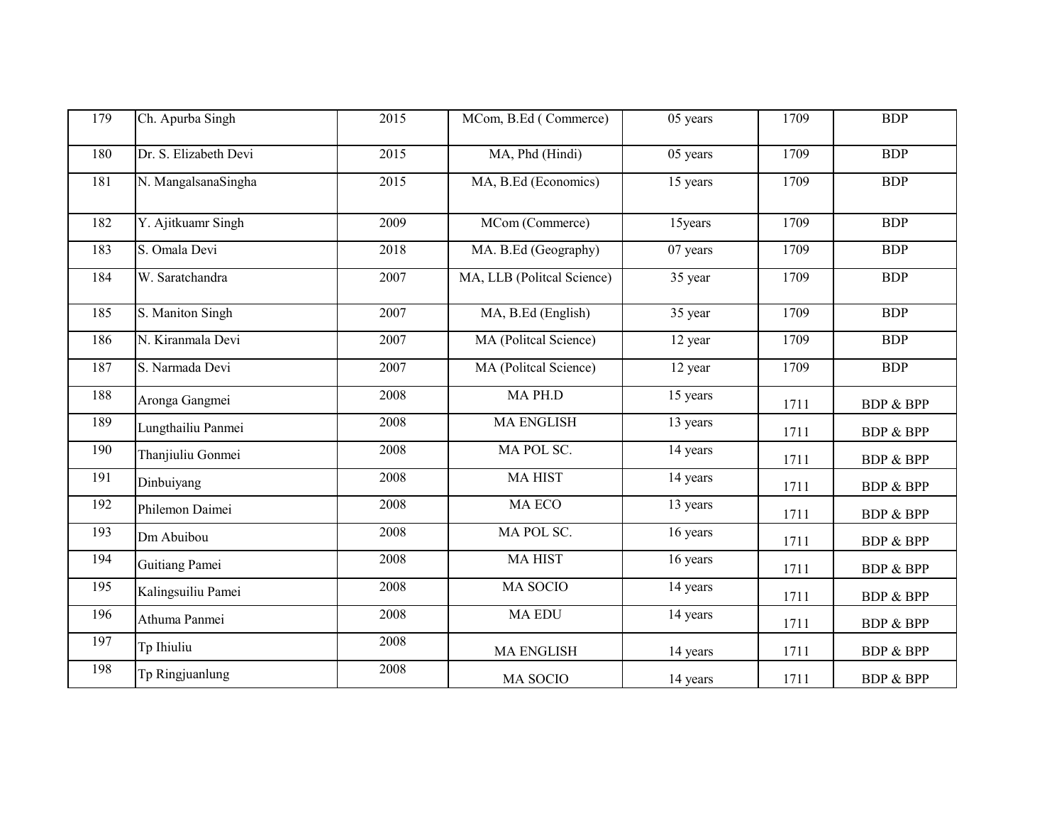| | | | | | | |
|---|---|---|---|---|---|---|
| 179 | Ch. Apurba Singh | 2015 | MCom, B.Ed ( Commerce) | 05 years | 1709 | BDP |
| 180 | Dr. S. Elizabeth Devi | 2015 | MA, Phd (Hindi) | 05 years | 1709 | BDP |
| 181 | N. MangalsanaSingha | 2015 | MA, B.Ed (Economics) | 15 years | 1709 | BDP |
| 182 | Y. Ajitkuamr Singh | 2009 | MCom (Commerce) | 15years | 1709 | BDP |
| 183 | S. Omala Devi | 2018 | MA. B.Ed (Geography) | 07 years | 1709 | BDP |
| 184 | W. Saratchandra | 2007 | MA, LLB (Politcal Science) | 35 year | 1709 | BDP |
| 185 | S. Maniton Singh | 2007 | MA, B.Ed (English) | 35 year | 1709 | BDP |
| 186 | N. Kiranmala Devi | 2007 | MA (Politcal Science) | 12 year | 1709 | BDP |
| 187 | S. Narmada Devi | 2007 | MA (Politcal Science) | 12 year | 1709 | BDP |
| 188 | Aronga Gangmei | 2008 | MA PH.D | 15 years | 1711 | BDP & BPP |
| 189 | Lungthailiu Panmei | 2008 | MA ENGLISH | 13 years | 1711 | BDP & BPP |
| 190 | Thanjiuliu Gonmei | 2008 | MA POL SC. | 14 years | 1711 | BDP & BPP |
| 191 | Dinbuiyang | 2008 | MA HIST | 14 years | 1711 | BDP & BPP |
| 192 | Philemon Daimei | 2008 | MA ECO | 13 years | 1711 | BDP & BPP |
| 193 | Dm Abuibou | 2008 | MA POL SC. | 16 years | 1711 | BDP & BPP |
| 194 | Guitiang Pamei | 2008 | MA HIST | 16 years | 1711 | BDP & BPP |
| 195 | Kalingsuiliu Pamei | 2008 | MA SOCIO | 14 years | 1711 | BDP & BPP |
| 196 | Athuma Panmei | 2008 | MA EDU | 14 years | 1711 | BDP & BPP |
| 197 | Tp Ihiuliu | 2008 | MA ENGLISH | 14 years | 1711 | BDP & BPP |
| 198 | Tp Ringjuanlung | 2008 | MA SOCIO | 14 years | 1711 | BDP & BPP |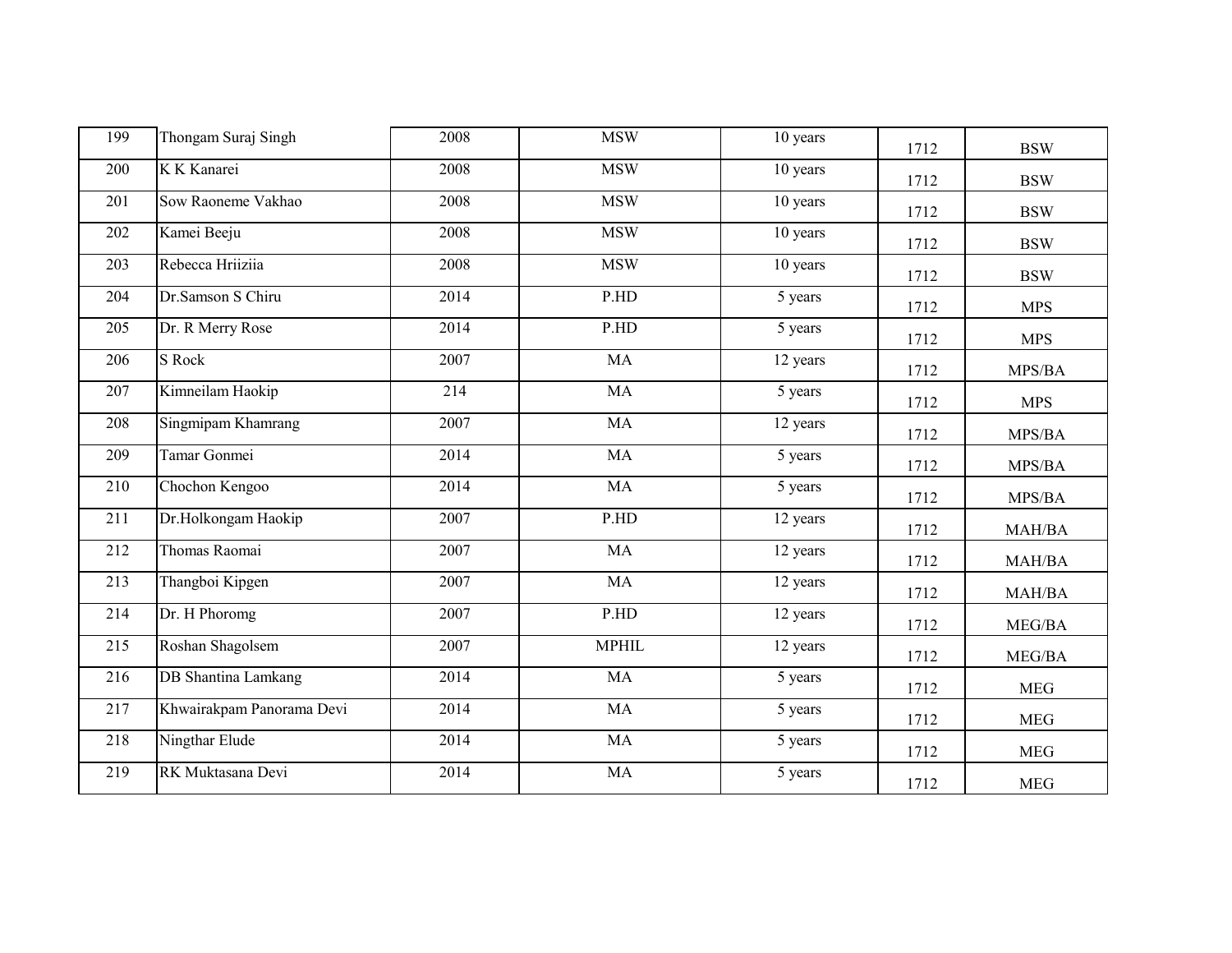| | | | | | | |
|---|---|---|---|---|---|---|
| 199 | Thongam Suraj Singh | 2008 | MSW | 10 years | 1712 | BSW |
| 200 | K K Kanarei | 2008 | MSW | 10 years | 1712 | BSW |
| 201 | Sow Raoneme Vakhao | 2008 | MSW | 10 years | 1712 | BSW |
| 202 | Kamei Beeju | 2008 | MSW | 10 years | 1712 | BSW |
| 203 | Rebecca Hriiziia | 2008 | MSW | 10 years | 1712 | BSW |
| 204 | Dr.Samson S Chiru | 2014 | P.HD | 5 years | 1712 | MPS |
| 205 | Dr. R Merry Rose | 2014 | P.HD | 5 years | 1712 | MPS |
| 206 | S Rock | 2007 | MA | 12 years | 1712 | MPS/BA |
| 207 | Kimneilam Haokip | 214 | MA | 5 years | 1712 | MPS |
| 208 | Singmipam Khamrang | 2007 | MA | 12 years | 1712 | MPS/BA |
| 209 | Tamar Gonmei | 2014 | MA | 5 years | 1712 | MPS/BA |
| 210 | Chochon Kengoo | 2014 | MA | 5 years | 1712 | MPS/BA |
| 211 | Dr.Holkongam Haokip | 2007 | P.HD | 12 years | 1712 | MAH/BA |
| 212 | Thomas Raomai | 2007 | MA | 12 years | 1712 | MAH/BA |
| 213 | Thangboi Kipgen | 2007 | MA | 12 years | 1712 | MAH/BA |
| 214 | Dr. H Phoromg | 2007 | P.HD | 12 years | 1712 | MEG/BA |
| 215 | Roshan Shagolsem | 2007 | MPHIL | 12 years | 1712 | MEG/BA |
| 216 | DB Shantina Lamkang | 2014 | MA | 5 years | 1712 | MEG |
| 217 | Khwairakpam Panorama Devi | 2014 | MA | 5 years | 1712 | MEG |
| 218 | Ningthar Elude | 2014 | MA | 5 years | 1712 | MEG |
| 219 | RK Muktasana Devi | 2014 | MA | 5 years | 1712 | MEG |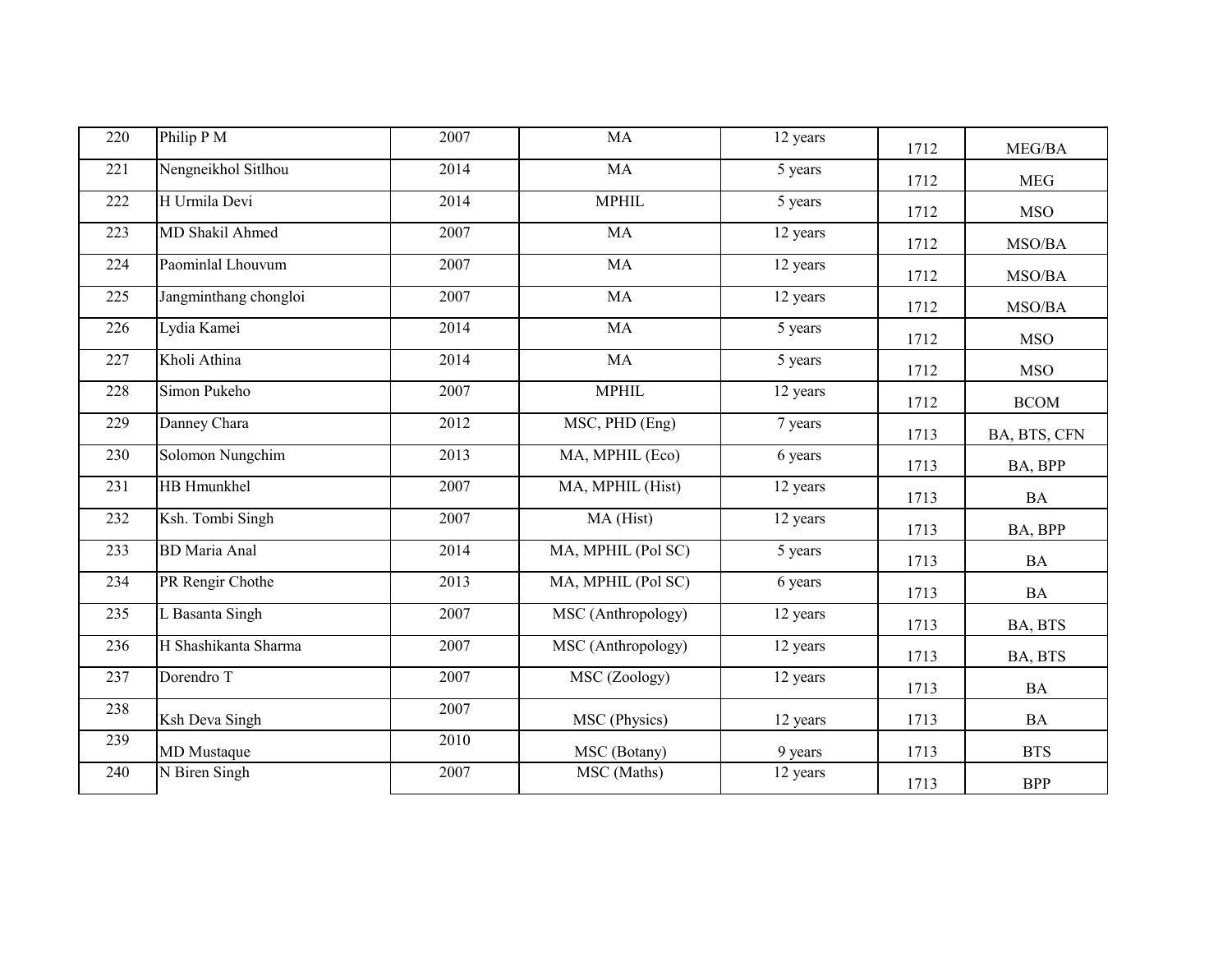| | | | | | | |
|---|---|---|---|---|---|---|
| 220 | Philip P M | 2007 | MA | 12 years | 1712 | MEG/BA |
| 221 | Nengneikhol Sitlhou | 2014 | MA | 5 years | 1712 | MEG |
| 222 | H Urmila Devi | 2014 | MPHIL | 5 years | 1712 | MSO |
| 223 | MD Shakil Ahmed | 2007 | MA | 12 years | 1712 | MSO/BA |
| 224 | Paominlal Lhouvum | 2007 | MA | 12 years | 1712 | MSO/BA |
| 225 | Jangminthang chongloi | 2007 | MA | 12 years | 1712 | MSO/BA |
| 226 | Lydia Kamei | 2014 | MA | 5 years | 1712 | MSO |
| 227 | Kholi Athina | 2014 | MA | 5 years | 1712 | MSO |
| 228 | Simon Pukeho | 2007 | MPHIL | 12 years | 1712 | BCOM |
| 229 | Danney Chara | 2012 | MSC, PHD (Eng) | 7 years | 1713 | BA, BTS, CFN |
| 230 | Solomon Nungchim | 2013 | MA, MPHIL (Eco) | 6 years | 1713 | BA, BPP |
| 231 | HB Hmunkhel | 2007 | MA, MPHIL (Hist) | 12 years | 1713 | BA |
| 232 | Ksh. Tombi Singh | 2007 | MA (Hist) | 12 years | 1713 | BA, BPP |
| 233 | BD Maria Anal | 2014 | MA, MPHIL (Pol SC) | 5 years | 1713 | BA |
| 234 | PR Rengir Chothe | 2013 | MA, MPHIL (Pol SC) | 6 years | 1713 | BA |
| 235 | L Basanta Singh | 2007 | MSC (Anthropology) | 12 years | 1713 | BA, BTS |
| 236 | H Shashikanta Sharma | 2007 | MSC (Anthropology) | 12 years | 1713 | BA, BTS |
| 237 | Dorendro T | 2007 | MSC (Zoology) | 12 years | 1713 | BA |
| 238 | Ksh Deva Singh | 2007 | MSC (Physics) | 12 years | 1713 | BA |
| 239 | MD Mustaque | 2010 | MSC (Botany) | 9 years | 1713 | BTS |
| 240 | N Biren Singh | 2007 | MSC (Maths) | 12 years | 1713 | BPP |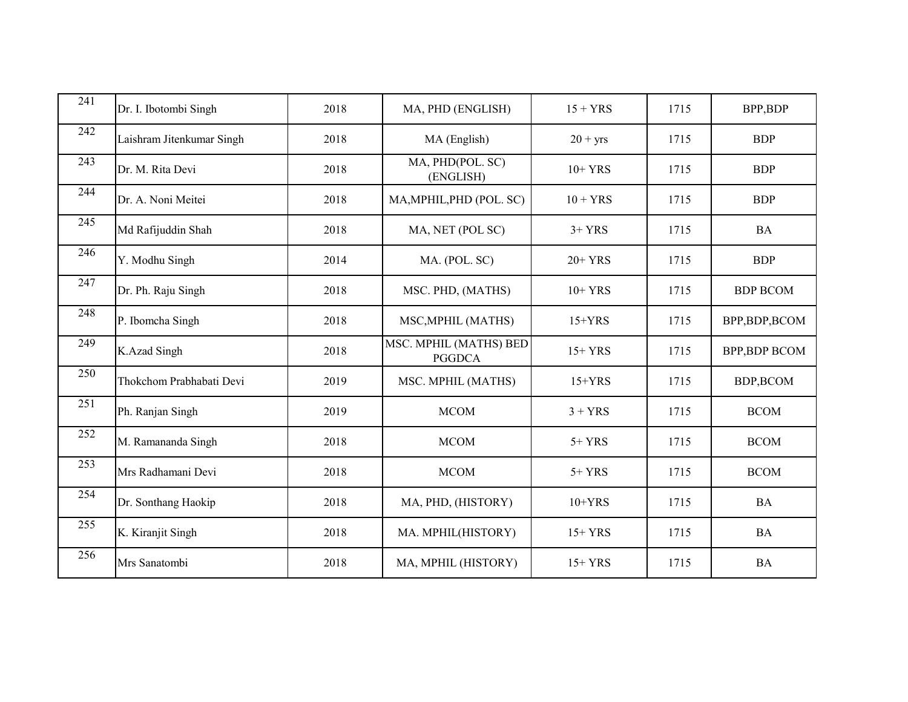| 241 | Dr. I. Ibotombi Singh | 2018 | MA, PHD (ENGLISH) | 15 + YRS | 1715 | BPP,BDP |
|---|---|---|---|---|---|---|
| 242 | Laishram Jitenkumar Singh | 2018 | MA (English) | 20 + yrs | 1715 | BDP |
| 243 | Dr. M. Rita Devi | 2018 | MA, PHD(POL. SC) (ENGLISH) | 10+ YRS | 1715 | BDP |
| 244 | Dr. A. Noni Meitei | 2018 | MA,MPHIL,PHD (POL. SC) | 10 + YRS | 1715 | BDP |
| 245 | Md Rafijuddin Shah | 2018 | MA, NET (POL SC) | 3+ YRS | 1715 | BA |
| 246 | Y. Modhu Singh | 2014 | MA. (POL. SC) | 20+ YRS | 1715 | BDP |
| 247 | Dr. Ph. Raju Singh | 2018 | MSC. PHD, (MATHS) | 10+ YRS | 1715 | BDP BCOM |
| 248 | P. Ibomcha Singh | 2018 | MSC,MPHIL (MATHS) | 15+YRS | 1715 | BPP,BDP,BCOM |
| 249 | K.Azad Singh | 2018 | MSC. MPHIL (MATHS) BED PGGDCA | 15+ YRS | 1715 | BPP,BDP BCOM |
| 250 | Thokchom Prabhabati Devi | 2019 | MSC. MPHIL (MATHS) | 15+YRS | 1715 | BDP,BCOM |
| 251 | Ph. Ranjan Singh | 2019 | MCOM | 3 + YRS | 1715 | BCOM |
| 252 | M. Ramananda Singh | 2018 | MCOM | 5+ YRS | 1715 | BCOM |
| 253 | Mrs Radhamani Devi | 2018 | MCOM | 5+ YRS | 1715 | BCOM |
| 254 | Dr. Sonthang Haokip | 2018 | MA, PHD, (HISTORY) | 10+YRS | 1715 | BA |
| 255 | K. Kiranjit Singh | 2018 | MA. MPHIL(HISTORY) | 15+ YRS | 1715 | BA |
| 256 | Mrs Sanatombi | 2018 | MA, MPHIL (HISTORY) | 15+ YRS | 1715 | BA |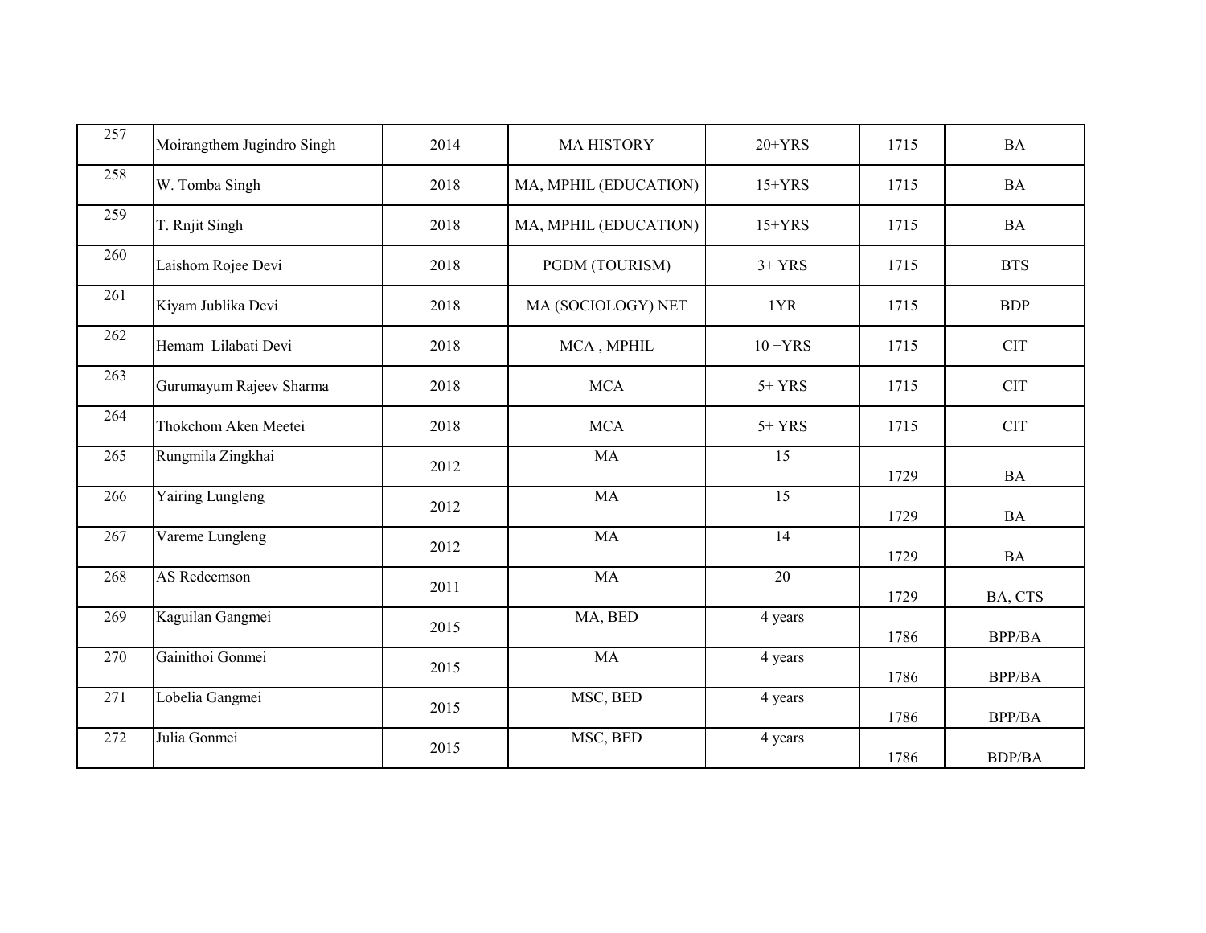| 257 | Moirangthem Jugindro Singh | 2014 | MA HISTORY | 20+YRS | 1715 | BA |
|---|---|---|---|---|---|---|
| 258 | W. Tomba Singh | 2018 | MA, MPHIL (EDUCATION) | 15+YRS | 1715 | BA |
| 259 | T. Rnjit Singh | 2018 | MA, MPHIL (EDUCATION) | 15+YRS | 1715 | BA |
| 260 | Laishom Rojee Devi | 2018 | PGDM (TOURISM) | 3+ YRS | 1715 | BTS |
| 261 | Kiyam Jublika Devi | 2018 | MA (SOCIOLOGY) NET | 1YR | 1715 | BDP |
| 262 | Hemam Lilabati Devi | 2018 | MCA , MPHIL | 10 +YRS | 1715 | CIT |
| 263 | Gurumayum Rajeev Sharma | 2018 | MCA | 5+ YRS | 1715 | CIT |
| 264 | Thokchom Aken Meetei | 2018 | MCA | 5+ YRS | 1715 | CIT |
| 265 | Rungmila Zingkhai | 2012 | MA | 15 | 1729 | BA |
| 266 | Yairing Lungleng | 2012 | MA | 15 | 1729 | BA |
| 267 | Vareme Lungleng | 2012 | MA | 14 | 1729 | BA |
| 268 | AS Redeemson | 2011 | MA | 20 | 1729 | BA, CTS |
| 269 | Kaguilan Gangmei | 2015 | MA, BED | 4 years | 1786 | BPP/BA |
| 270 | Gainithoi Gonmei | 2015 | MA | 4 years | 1786 | BPP/BA |
| 271 | Lobelia Gangmei | 2015 | MSC, BED | 4 years | 1786 | BPP/BA |
| 272 | Julia Gonmei | 2015 | MSC, BED | 4 years | 1786 | BDP/BA |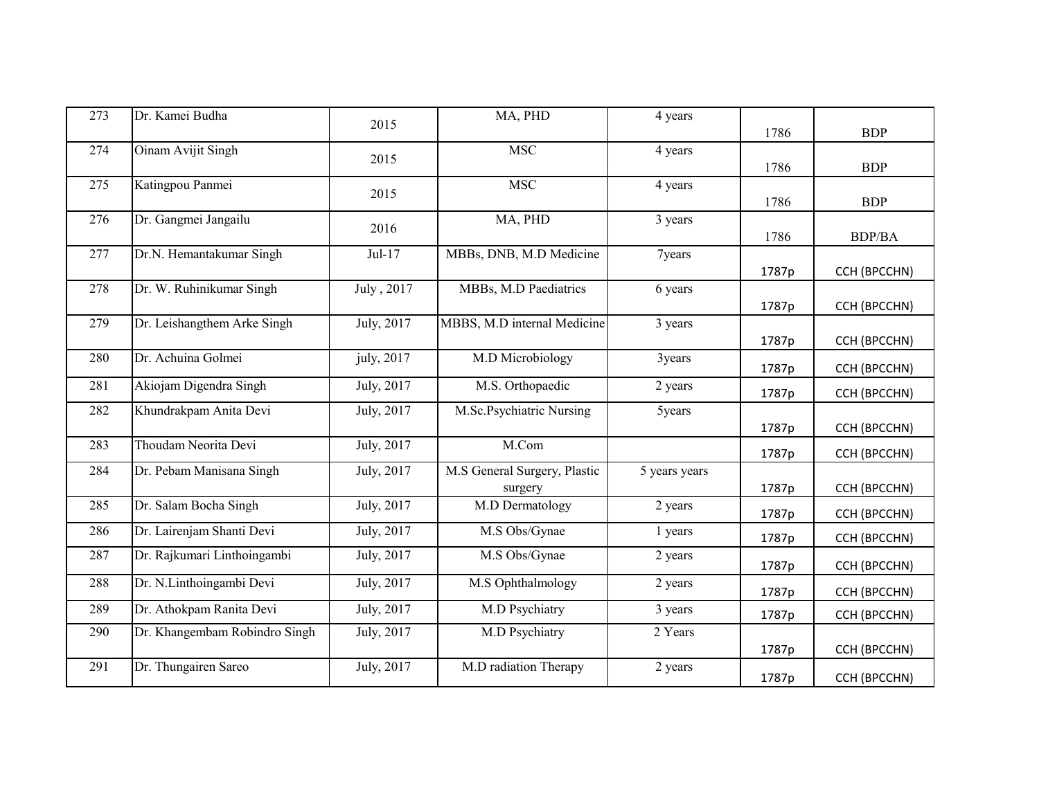| 273 | Dr. Kamei Budha | 2015 | MA, PHD | 4 years | 1786 | BDP |
|---|---|---|---|---|---|---|
| 274 | Oinam Avijit Singh | 2015 | MSC | 4 years | 1786 | BDP |
| 275 | Katingpou Panmei | 2015 | MSC | 4 years | 1786 | BDP |
| 276 | Dr. Gangmei Jangailu | 2016 | MA, PHD | 3 years | 1786 | BDP/BA |
| 277 | Dr.N. Hemantakumar Singh | Jul-17 | MBBs, DNB, M.D Medicine | 7years | 1787p | CCH (BPCCHN) |
| 278 | Dr. W. Ruhinikumar Singh | July , 2017 | MBBs, M.D Paediatrics | 6 years | 1787p | CCH (BPCCHN) |
| 279 | Dr. Leishangthem Arke Singh | July, 2017 | MBBS, M.D internal Medicine | 3 years | 1787p | CCH (BPCCHN) |
| 280 | Dr. Achuina Golmei | july, 2017 | M.D Microbiology | 3years | 1787p | CCH (BPCCHN) |
| 281 | Akiojam Digendra Singh | July, 2017 | M.S. Orthopaedic | 2 years | 1787p | CCH (BPCCHN) |
| 282 | Khundrakpam Anita Devi | July, 2017 | M.Sc.Psychiatric Nursing | 5years | 1787p | CCH (BPCCHN) |
| 283 | Thoudam Neorita Devi | July, 2017 | M.Com | | 1787p | CCH (BPCCHN) |
| 284 | Dr. Pebam Manisana Singh | July, 2017 | M.S General Surgery, Plastic surgery | 5 years years | 1787p | CCH (BPCCHN) |
| 285 | Dr. Salam Bocha Singh | July, 2017 | M.D Dermatology | 2 years | 1787p | CCH (BPCCHN) |
| 286 | Dr. Lairenjam Shanti Devi | July, 2017 | M.S Obs/Gynae | 1 years | 1787p | CCH (BPCCHN) |
| 287 | Dr. Rajkumari Linthoingambi | July, 2017 | M.S Obs/Gynae | 2 years | 1787p | CCH (BPCCHN) |
| 288 | Dr. N.Linthoingambi Devi | July, 2017 | M.S Ophthalmology | 2 years | 1787p | CCH (BPCCHN) |
| 289 | Dr. Athokpam Ranita Devi | July, 2017 | M.D Psychiatry | 3 years | 1787p | CCH (BPCCHN) |
| 290 | Dr. Khangembam Robindro Singh | July, 2017 | M.D Psychiatry | 2 Years | 1787p | CCH (BPCCHN) |
| 291 | Dr. Thungairen Sareo | July, 2017 | M.D radiation Therapy | 2 years | 1787p | CCH (BPCCHN) |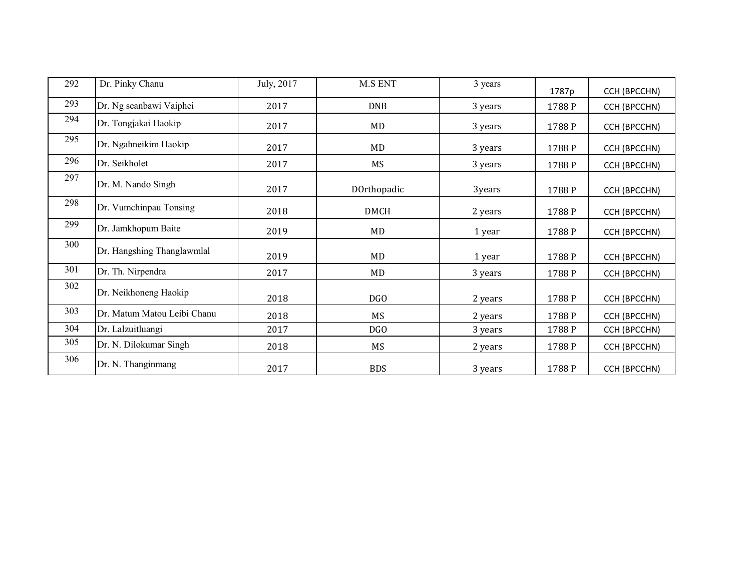| | | | | | | |
|---|---|---|---|---|---|---|
| 292 | Dr. Pinky Chanu | July, 2017 | M.S ENT | 3 years | 1787p | CCH (BPCCHN) |
| 293 | Dr. Ng seanbawi Vaiphei | 2017 | DNB | 3 years | 1788 P | CCH (BPCCHN) |
| 294 | Dr. Tongjakai Haokip | 2017 | MD | 3 years | 1788 P | CCH (BPCCHN) |
| 295 | Dr. Ngahneikim Haokip | 2017 | MD | 3 years | 1788 P | CCH (BPCCHN) |
| 296 | Dr. Seikholet | 2017 | MS | 3 years | 1788 P | CCH (BPCCHN) |
| 297 | Dr. M. Nando Singh | 2017 | DOrthopadic | 3years | 1788 P | CCH (BPCCHN) |
| 298 | Dr. Vumchinpau Tonsing | 2018 | DMCH | 2 years | 1788 P | CCH (BPCCHN) |
| 299 | Dr. Jamkhopum Baite | 2019 | MD | 1 year | 1788 P | CCH (BPCCHN) |
| 300 | Dr. Hangshing Thanglawmlal | 2019 | MD | 1 year | 1788 P | CCH (BPCCHN) |
| 301 | Dr. Th. Nirpendra | 2017 | MD | 3 years | 1788 P | CCH (BPCCHN) |
| 302 | Dr. Neikhoneng Haokip | 2018 | DGO | 2 years | 1788 P | CCH (BPCCHN) |
| 303 | Dr. Matum Matou Leibi Chanu | 2018 | MS | 2 years | 1788 P | CCH (BPCCHN) |
| 304 | Dr. Lalzuitluangi | 2017 | DGO | 3 years | 1788 P | CCH (BPCCHN) |
| 305 | Dr. N. Dilokumar Singh | 2018 | MS | 2 years | 1788 P | CCH (BPCCHN) |
| 306 | Dr. N. Thanginmang | 2017 | BDS | 3 years | 1788 P | CCH (BPCCHN) |